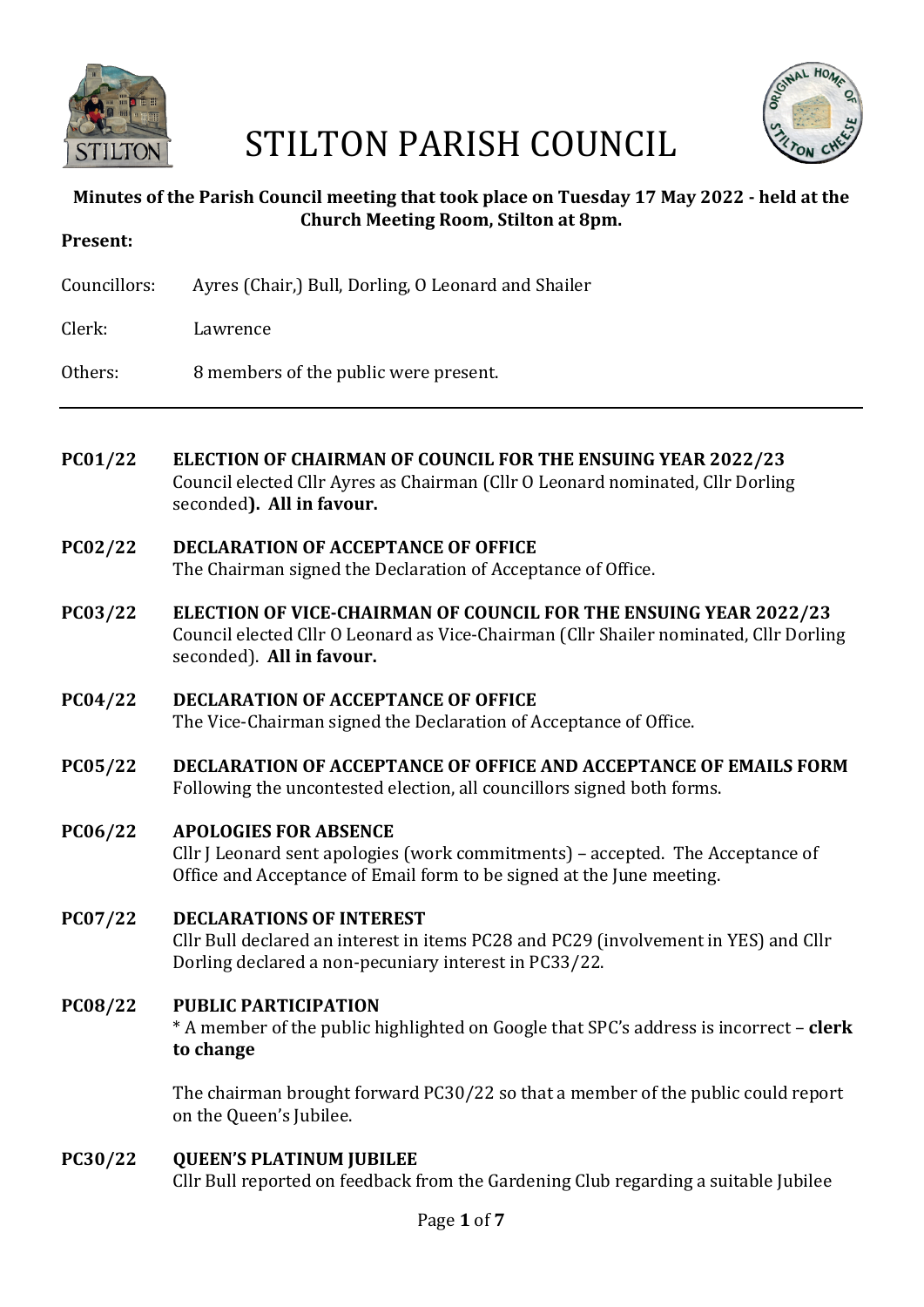# STILTON PARISH COUNCIL

**Minutes of the Parish Council meeting that took place on Tuesday 17 May 2022 - held at the Church Meeting Room, Stilton at 8pm.**

**Present:**

Councillors: Ayres (Chair,) Bull, Dorling, O Leonard and Shailer

Clerk: Lawrence

Others: 8 members of the public were present.

---

**PC01/22 ELECTION OF CHAIRMAN OF COUNCIL FOR THE ENSUING YEAR 2022/23**

Council elected Cllr Ayres as Chairman (Cllr O Leonard nominated, Cllr Dorling seconded**). All in favour.**

**PC02/22 DECLARATION OF ACCEPTANCE OF OFFICE**

The Chairman signed the Declaration of Acceptance of Office.

**PC03/22 ELECTION OF VICE-CHAIRMAN OF COUNCIL FOR THE ENSUING YEAR 2022/23**

Council elected Cllr O Leonard as Vice-Chairman (Cllr Shailer nominated, Cllr Dorling seconded). **All in favour.**

**PC04/22 DECLARATION OF ACCEPTANCE OF OFFICE**

The Vice-Chairman signed the Declaration of Acceptance of Office.

**PC05/22 DECLARATION OF ACCEPTANCE OF OFFICE AND ACCEPTANCE OF EMAILS FORM**

Following the uncontested election, all councillors signed both forms.

**PC06/22 APOLOGIES FOR ABSENCE**

Cllr J Leonard sent apologies (work commitments) – accepted. The Acceptance of Office and Acceptance of Email form to be signed at the June meeting.

**PC07/22 DECLARATIONS OF INTEREST**

Cllr Bull declared an interest in items PC28 and PC29 (involvement in YES) and Cllr Dorling declared a non-pecuniary interest in PC33/22.

**PC08/22 PUBLIC PARTICIPATION**

* A member of the public highlighted on Google that SPC's address is incorrect – **clerk to change**

The chairman brought forward PC30/22 so that a member of the public could report on the Queen's Jubilee.

**PC30/22 QUEEN'S PLATINUM JUBILEE**

Cllr Bull reported on feedback from the Gardening Club regarding a suitable Jubilee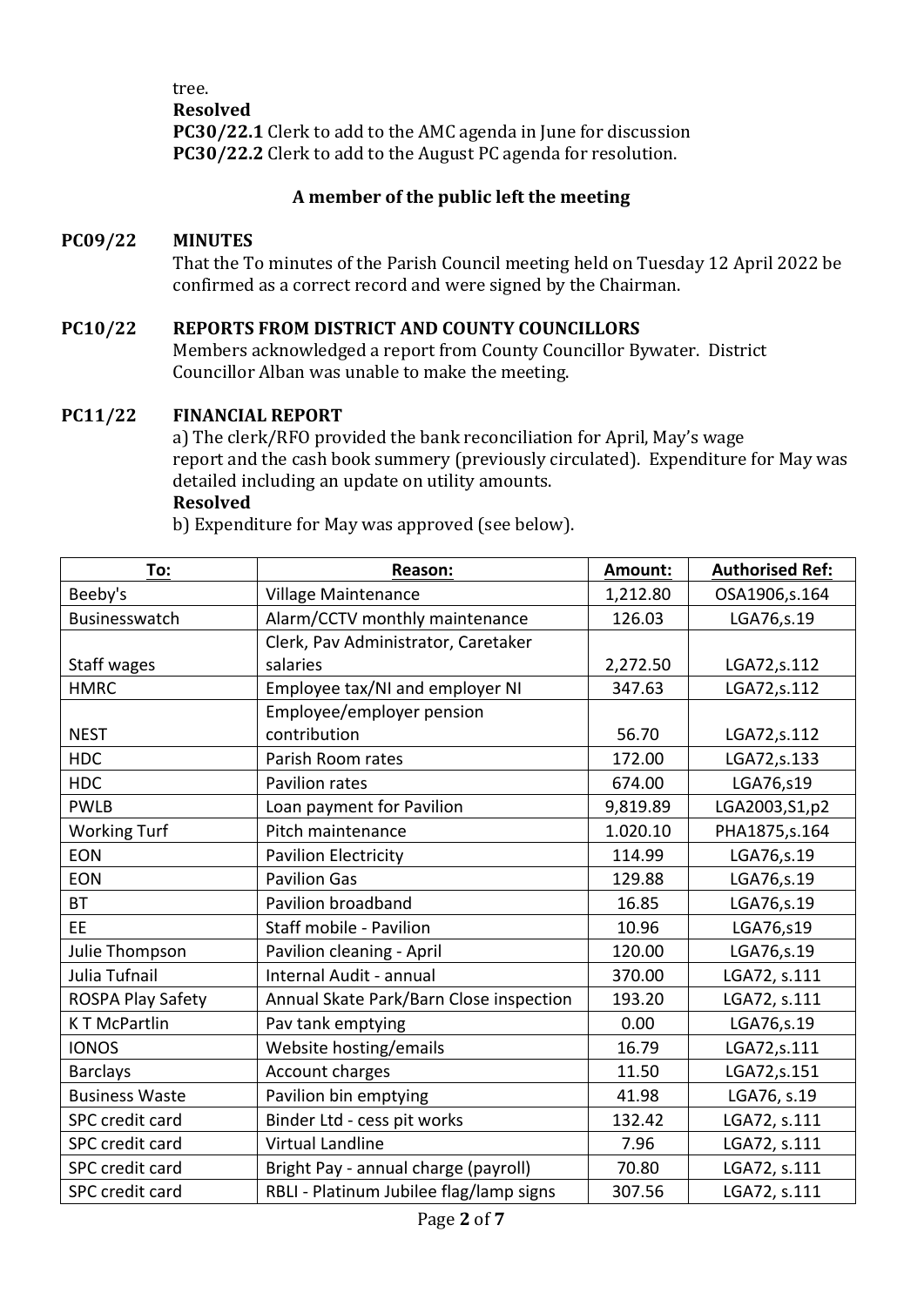tree.

**Resolved**

**PC30/22.1** Clerk to add to the AMC agenda in June for discussion

**PC30/22.2** Clerk to add to the August PC agenda for resolution.

**A member of the public left the meeting**

**PC09/22 MINUTES**

That the To minutes of the Parish Council meeting held on Tuesday 12 April 2022 be confirmed as a correct record and were signed by the Chairman.

**PC10/22 REPORTS FROM DISTRICT AND COUNTY COUNCILLORS**

Members acknowledged a report from County Councillor Bywater. District Councillor Alban was unable to make the meeting.

**PC11/22 FINANCIAL REPORT**

a) The clerk/RFO provided the bank reconciliation for April, May's wage report and the cash book summery (previously circulated). Expenditure for May was detailed including an update on utility amounts.

**Resolved**

b) Expenditure for May was approved (see below).

| To: | Reason: | Amount: | Authorised Ref: |
|---|---|---|---|
| Beeby's | Village Maintenance | 1,212.80 | OSA1906,s.164 |
| Businesswatch | Alarm/CCTV monthly maintenance | 126.03 | LGA76,s.19 |
| Staff wages | Clerk, Pav Administrator, Caretaker salaries | 2,272.50 | LGA72,s.112 |
| HMRC | Employee tax/NI and employer NI | 347.63 | LGA72,s.112 |
| NEST | Employee/employer pension contribution | 56.70 | LGA72,s.112 |
| HDC | Parish Room rates | 172.00 | LGA72,s.133 |
| HDC | Pavilion rates | 674.00 | LGA76,s19 |
| PWLB | Loan payment for Pavilion | 9,819.89 | LGA2003,S1,p2 |
| Working Turf | Pitch maintenance | 1.020.10 | PHA1875,s.164 |
| EON | Pavilion Electricity | 114.99 | LGA76,s.19 |
| EON | Pavilion Gas | 129.88 | LGA76,s.19 |
| BT | Pavilion broadband | 16.85 | LGA76,s.19 |
| EE | Staff mobile - Pavilion | 10.96 | LGA76,s19 |
| Julie Thompson | Pavilion cleaning - April | 120.00 | LGA76,s.19 |
| Julia Tufnail | Internal Audit - annual | 370.00 | LGA72, s.111 |
| ROSPA Play Safety | Annual Skate Park/Barn Close inspection | 193.20 | LGA72, s.111 |
| K T McPartlin | Pav tank emptying | 0.00 | LGA76,s.19 |
| IONOS | Website hosting/emails | 16.79 | LGA72,s.111 |
| Barclays | Account charges | 11.50 | LGA72,s.151 |
| Business Waste | Pavilion bin emptying | 41.98 | LGA76, s.19 |
| SPC credit card | Binder Ltd - cess pit works | 132.42 | LGA72, s.111 |
| SPC credit card | Virtual Landline | 7.96 | LGA72, s.111 |
| SPC credit card | Bright Pay - annual charge (payroll) | 70.80 | LGA72, s.111 |
| SPC credit card | RBLI - Platinum Jubilee flag/lamp signs | 307.56 | LGA72, s.111 |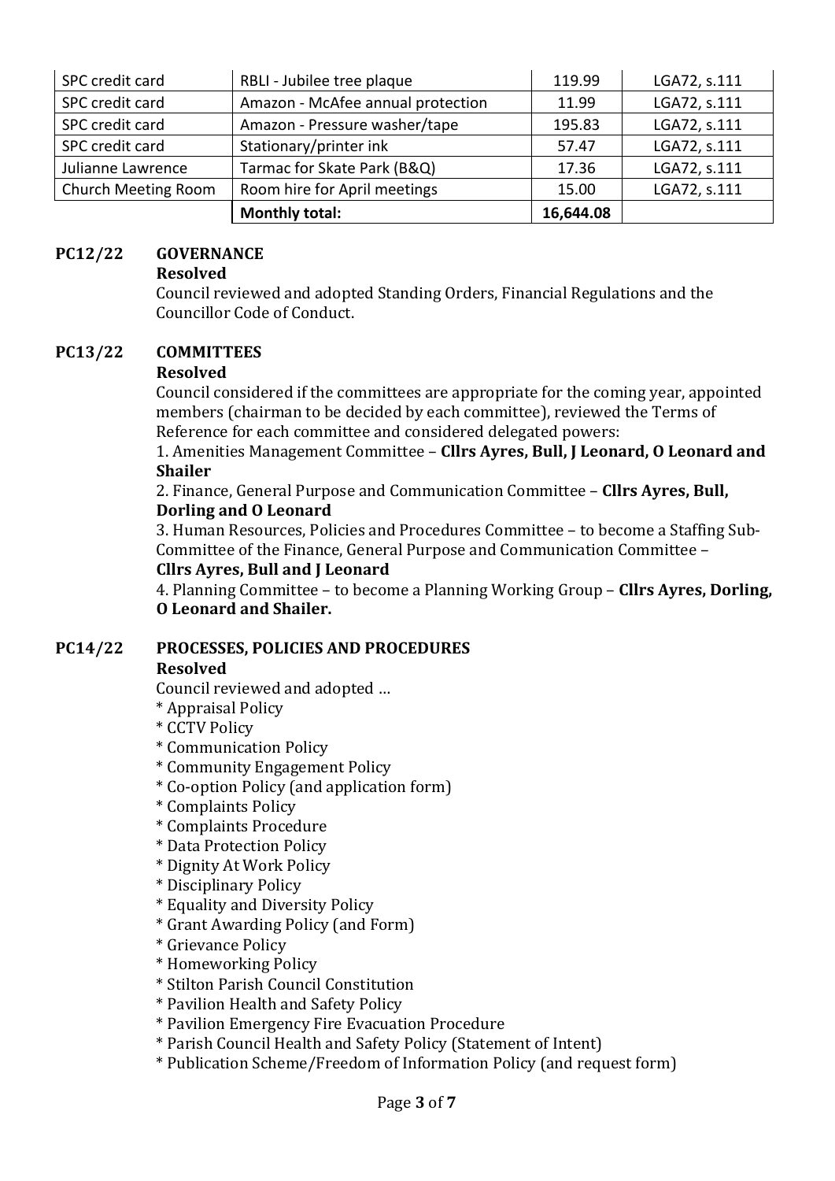| | | | |
|---|---|---|---|
| SPC credit card | RBLI - Jubilee tree plaque | 119.99 | LGA72, s.111 |
| SPC credit card | Amazon - McAfee annual protection | 11.99 | LGA72, s.111 |
| SPC credit card | Amazon - Pressure washer/tape | 195.83 | LGA72, s.111 |
| SPC credit card | Stationary/printer ink | 57.47 | LGA72, s.111 |
| Julianne Lawrence | Tarmac for Skate Park (B&Q) | 17.36 | LGA72, s.111 |
| Church Meeting Room | Room hire for April meetings | 15.00 | LGA72, s.111 |
| | **Monthly total:** | **16,644.08** | |

**PC12/22 GOVERNANCE**

**Resolved**

Council reviewed and adopted Standing Orders, Financial Regulations and the Councillor Code of Conduct.

**PC13/22 COMMITTEES**

**Resolved**

Council considered if the committees are appropriate for the coming year, appointed members (chairman to be decided by each committee), reviewed the Terms of Reference for each committee and considered delegated powers:

1. Amenities Management Committee – **Cllrs Ayres, Bull, J Leonard, O Leonard and Shailer**
2. Finance, General Purpose and Communication Committee – **Cllrs Ayres, Bull, Dorling and O Leonard**
3. Human Resources, Policies and Procedures Committee – to become a Staffing Sub-Committee of the Finance, General Purpose and Communication Committee – **Cllrs Ayres, Bull and J Leonard**
4. Planning Committee – to become a Planning Working Group – **Cllrs Ayres, Dorling, O Leonard and Shailer.**

**PC14/22 PROCESSES, POLICIES AND PROCEDURES**

**Resolved**

Council reviewed and adopted …

* Appraisal Policy
* CCTV Policy
* Communication Policy
* Community Engagement Policy
* Co-option Policy (and application form)
* Complaints Policy
* Complaints Procedure
* Data Protection Policy
* Dignity At Work Policy
* Disciplinary Policy
* Equality and Diversity Policy
* Grant Awarding Policy (and Form)
* Grievance Policy
* Homeworking Policy
* Stilton Parish Council Constitution
* Pavilion Health and Safety Policy
* Pavilion Emergency Fire Evacuation Procedure
* Parish Council Health and Safety Policy (Statement of Intent)
* Publication Scheme/Freedom of Information Policy (and request form)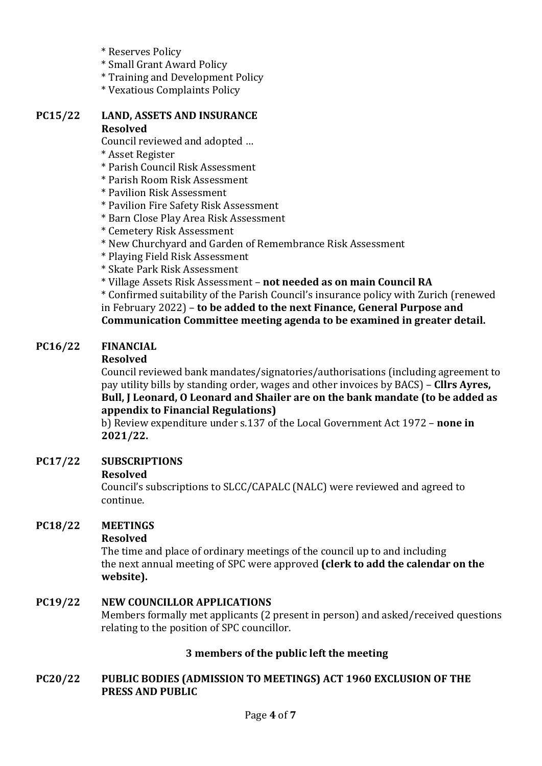* Reserves Policy
* Small Grant Award Policy
* Training and Development Policy
* Vexatious Complaints Policy

**PC15/22 LAND, ASSETS AND INSURANCE**

**Resolved**

Council reviewed and adopted …

* Asset Register
* Parish Council Risk Assessment
* Parish Room Risk Assessment
* Pavilion Risk Assessment
* Pavilion Fire Safety Risk Assessment
* Barn Close Play Area Risk Assessment
* Cemetery Risk Assessment
* New Churchyard and Garden of Remembrance Risk Assessment
* Playing Field Risk Assessment
* Skate Park Risk Assessment
* Village Assets Risk Assessment – **not needed as on main Council RA**
* Confirmed suitability of the Parish Council's insurance policy with Zurich (renewed in February 2022) – **to be added to the next Finance, General Purpose and Communication Committee meeting agenda to be examined in greater detail.**

**PC16/22 FINANCIAL**

**Resolved**

Council reviewed bank mandates/signatories/authorisations (including agreement to pay utility bills by standing order, wages and other invoices by BACS) – **Cllrs Ayres, Bull, J Leonard, O Leonard and Shailer are on the bank mandate (to be added as appendix to Financial Regulations)**

b) Review expenditure under s.137 of the Local Government Act 1972 – **none in 2021/22.**

**PC17/22 SUBSCRIPTIONS**

**Resolved**

Council's subscriptions to SLCC/CAPALC (NALC) were reviewed and agreed to continue.

**PC18/22 MEETINGS**

**Resolved**

The time and place of ordinary meetings of the council up to and including the next annual meeting of SPC were approved **(clerk to add the calendar on the website).**

**PC19/22 NEW COUNCILLOR APPLICATIONS**

Members formally met applicants (2 present in person) and asked/received questions relating to the position of SPC councillor.

**3 members of the public left the meeting**

**PC20/22 PUBLIC BODIES (ADMISSION TO MEETINGS) ACT 1960 EXCLUSION OF THE PRESS AND PUBLIC**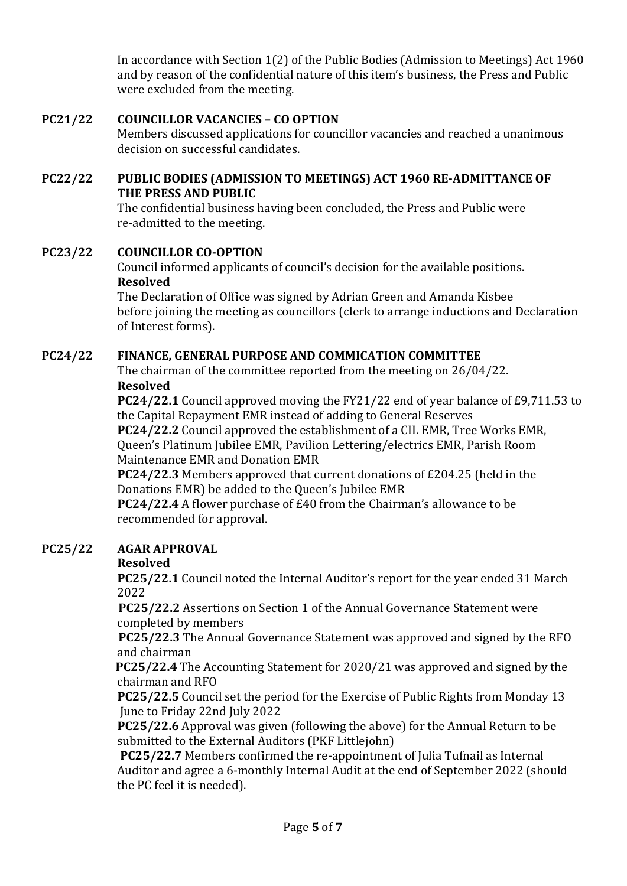In accordance with Section 1(2) of the Public Bodies (Admission to Meetings) Act 1960 and by reason of the confidential nature of this item's business, the Press and Public were excluded from the meeting.

**PC21/22 COUNCILLOR VACANCIES – CO OPTION**

Members discussed applications for councillor vacancies and reached a unanimous decision on successful candidates.

**PC22/22 PUBLIC BODIES (ADMISSION TO MEETINGS) ACT 1960 RE-ADMITTANCE OF THE PRESS AND PUBLIC**

The confidential business having been concluded, the Press and Public were re-admitted to the meeting.

**PC23/22 COUNCILLOR CO-OPTION**

Council informed applicants of council's decision for the available positions.

**Resolved**

The Declaration of Office was signed by Adrian Green and Amanda Kisbee before joining the meeting as councillors (clerk to arrange inductions and Declaration of Interest forms).

**PC24/22 FINANCE, GENERAL PURPOSE AND COMMICATION COMMITTEE**

The chairman of the committee reported from the meeting on 26/04/22.

**Resolved**

**PC24/22.1** Council approved moving the FY21/22 end of year balance of £9,711.53 to the Capital Repayment EMR instead of adding to General Reserves

**PC24/22.2** Council approved the establishment of a CIL EMR, Tree Works EMR, Queen's Platinum Jubilee EMR, Pavilion Lettering/electrics EMR, Parish Room Maintenance EMR and Donation EMR

**PC24/22.3** Members approved that current donations of £204.25 (held in the Donations EMR) be added to the Queen's Jubilee EMR

**PC24/22.4** A flower purchase of £40 from the Chairman's allowance to be recommended for approval.

**PC25/22 AGAR APPROVAL**

**Resolved**

**PC25/22.1** Council noted the Internal Auditor's report for the year ended 31 March 2022

**PC25/22.2** Assertions on Section 1 of the Annual Governance Statement were completed by members

**PC25/22.3** The Annual Governance Statement was approved and signed by the RFO and chairman

**PC25/22.4** The Accounting Statement for 2020/21 was approved and signed by the chairman and RFO

**PC25/22.5** Council set the period for the Exercise of Public Rights from Monday 13 June to Friday 22nd July 2022

**PC25/22.6** Approval was given (following the above) for the Annual Return to be submitted to the External Auditors (PKF Littlejohn)

**PC25/22.7** Members confirmed the re-appointment of Julia Tufnail as Internal Auditor and agree a 6-monthly Internal Audit at the end of September 2022 (should the PC feel it is needed).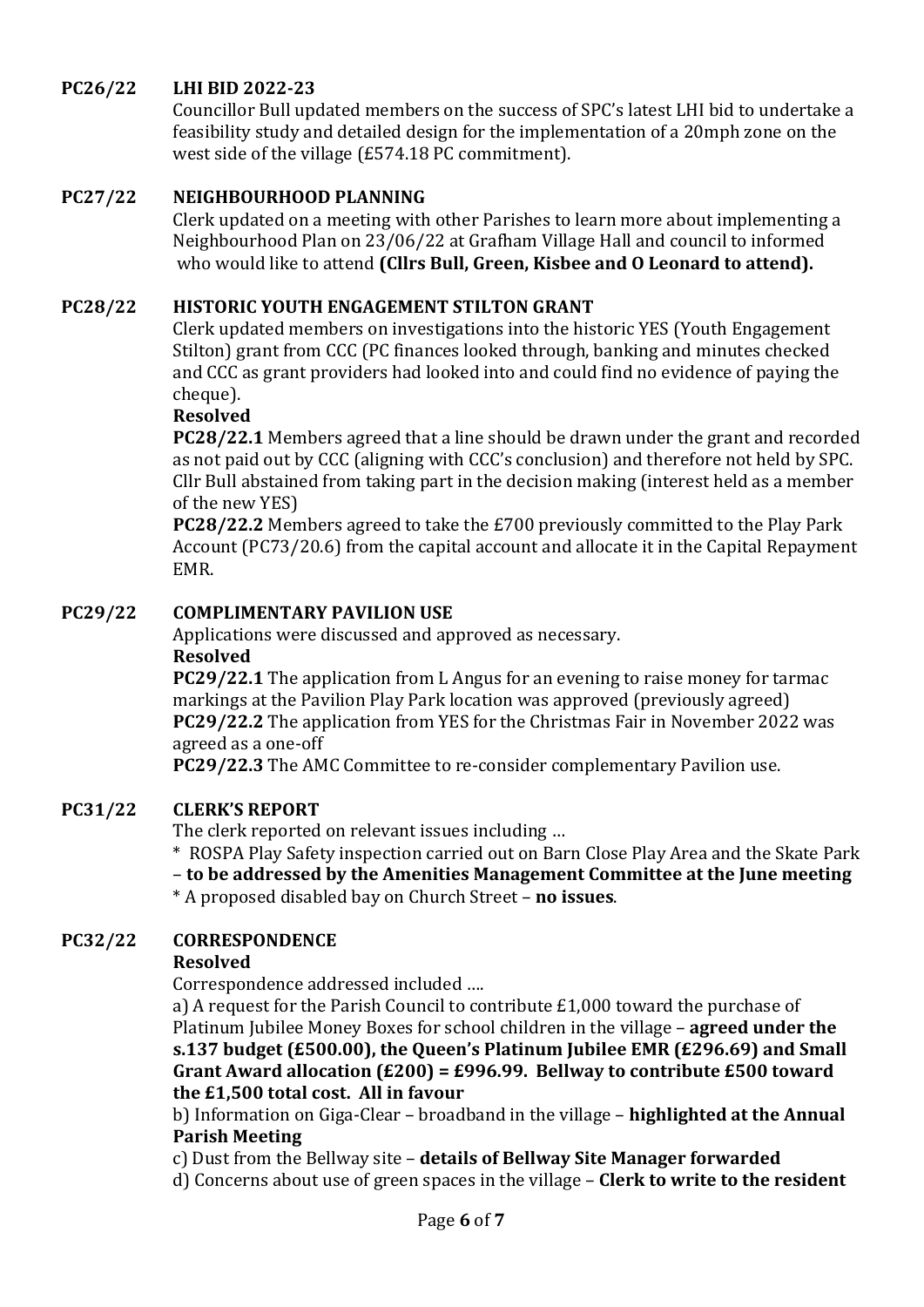**PC26/22 LHI BID 2022-23**

Councillor Bull updated members on the success of SPC's latest LHI bid to undertake a feasibility study and detailed design for the implementation of a 20mph zone on the west side of the village (£574.18 PC commitment).

**PC27/22 NEIGHBOURHOOD PLANNING**

Clerk updated on a meeting with other Parishes to learn more about implementing a Neighbourhood Plan on 23/06/22 at Grafham Village Hall and council to informed who would like to attend **(Cllrs Bull, Green, Kisbee and O Leonard to attend).**

**PC28/22 HISTORIC YOUTH ENGAGEMENT STILTON GRANT**

Clerk updated members on investigations into the historic YES (Youth Engagement Stilton) grant from CCC (PC finances looked through, banking and minutes checked and CCC as grant providers had looked into and could find no evidence of paying the cheque).

**Resolved**

**PC28/22.1** Members agreed that a line should be drawn under the grant and recorded as not paid out by CCC (aligning with CCC's conclusion) and therefore not held by SPC. Cllr Bull abstained from taking part in the decision making (interest held as a member of the new YES)

**PC28/22.2** Members agreed to take the £700 previously committed to the Play Park Account (PC73/20.6) from the capital account and allocate it in the Capital Repayment EMR.

**PC29/22 COMPLIMENTARY PAVILION USE**

Applications were discussed and approved as necessary.

**Resolved**

**PC29/22.1** The application from L Angus for an evening to raise money for tarmac markings at the Pavilion Play Park location was approved (previously agreed)

**PC29/22.2** The application from YES for the Christmas Fair in November 2022 was agreed as a one-off

**PC29/22.3** The AMC Committee to re-consider complementary Pavilion use.

**PC31/22 CLERK'S REPORT**

The clerk reported on relevant issues including …

* ROSPA Play Safety inspection carried out on Barn Close Play Area and the Skate Park – **to be addressed by the Amenities Management Committee at the June meeting**
* A proposed disabled bay on Church Street – **no issues**.

**PC32/22 CORRESPONDENCE**

**Resolved**

Correspondence addressed included ….

a) A request for the Parish Council to contribute £1,000 toward the purchase of Platinum Jubilee Money Boxes for school children in the village – **agreed under the s.137 budget (£500.00), the Queen's Platinum Jubilee EMR (£296.69) and Small Grant Award allocation (£200) = £996.99. Bellway to contribute £500 toward the £1,500 total cost. All in favour**

b) Information on Giga-Clear – broadband in the village – **highlighted at the Annual Parish Meeting**

c) Dust from the Bellway site – **details of Bellway Site Manager forwarded**

d) Concerns about use of green spaces in the village – **Clerk to write to the resident**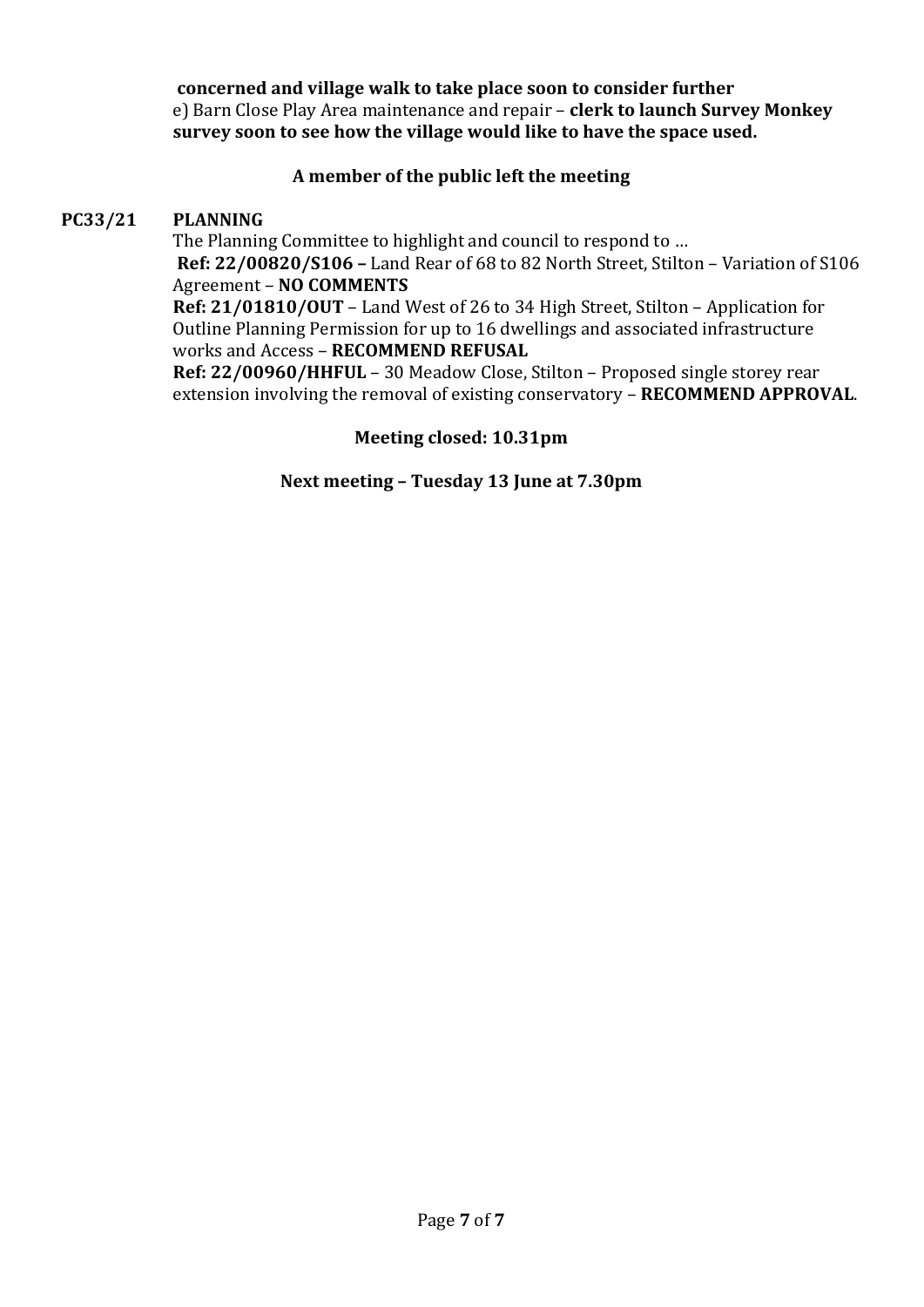**concerned and village walk to take place soon to consider further**

e) Barn Close Play Area maintenance and repair – **clerk to launch Survey Monkey survey soon to see how the village would like to have the space used.**

**A member of the public left the meeting**

**PC33/21 PLANNING**

The Planning Committee to highlight and council to respond to …

**Ref: 22/00820/S106 –** Land Rear of 68 to 82 North Street, Stilton – Variation of S106 Agreement – **NO COMMENTS**

**Ref: 21/01810/OUT** – Land West of 26 to 34 High Street, Stilton – Application for Outline Planning Permission for up to 16 dwellings and associated infrastructure works and Access – **RECOMMEND REFUSAL**

**Ref: 22/00960/HHFUL** – 30 Meadow Close, Stilton – Proposed single storey rear extension involving the removal of existing conservatory – **RECOMMEND APPROVAL**.

**Meeting closed: 10.31pm**

**Next meeting – Tuesday 13 June at 7.30pm**